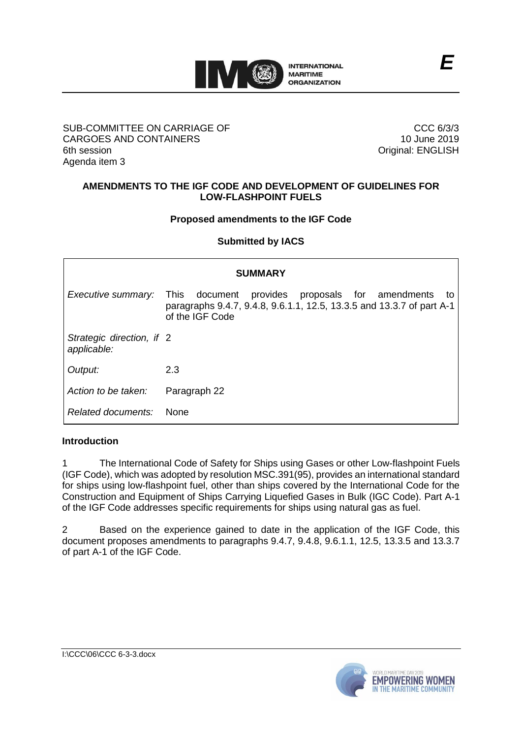**E**

SUB-COMMITTEE ON CARRIAGE OF CARGOES AND CONTAINERS
6th session
Agenda item 3

CCC 6/3/3
10 June 2019
Original: ENGLISH

## AMENDMENTS TO THE IGF CODE AND DEVELOPMENT OF GUIDELINES FOR LOW-FLASHPOINT FUELS

### Proposed amendments to the IGF Code

### Submitted by IACS

| SUMMARY | |
|---|---|
| *Executive summary:* | This document provides proposals for amendments to paragraphs 9.4.7, 9.4.8, 9.6.1.1, 12.5, 13.3.5 and 13.3.7 of part A-1 of the IGF Code |
| *Strategic direction, if applicable:* | 2 |
| *Output:* | 2.3 |
| *Action to be taken:* | Paragraph 22 |
| *Related documents:* | None |

**Introduction**

1 The International Code of Safety for Ships using Gases or other Low-flashpoint Fuels (IGF Code), which was adopted by resolution MSC.391(95), provides an international standard for ships using low-flashpoint fuel, other than ships covered by the International Code for the Construction and Equipment of Ships Carrying Liquefied Gases in Bulk (IGC Code). Part A-1 of the IGF Code addresses specific requirements for ships using natural gas as fuel.

2 Based on the experience gained to date in the application of the IGF Code, this document proposes amendments to paragraphs 9.4.7, 9.4.8, 9.6.1.1, 12.5, 13.3.5 and 13.3.7 of part A-1 of the IGF Code.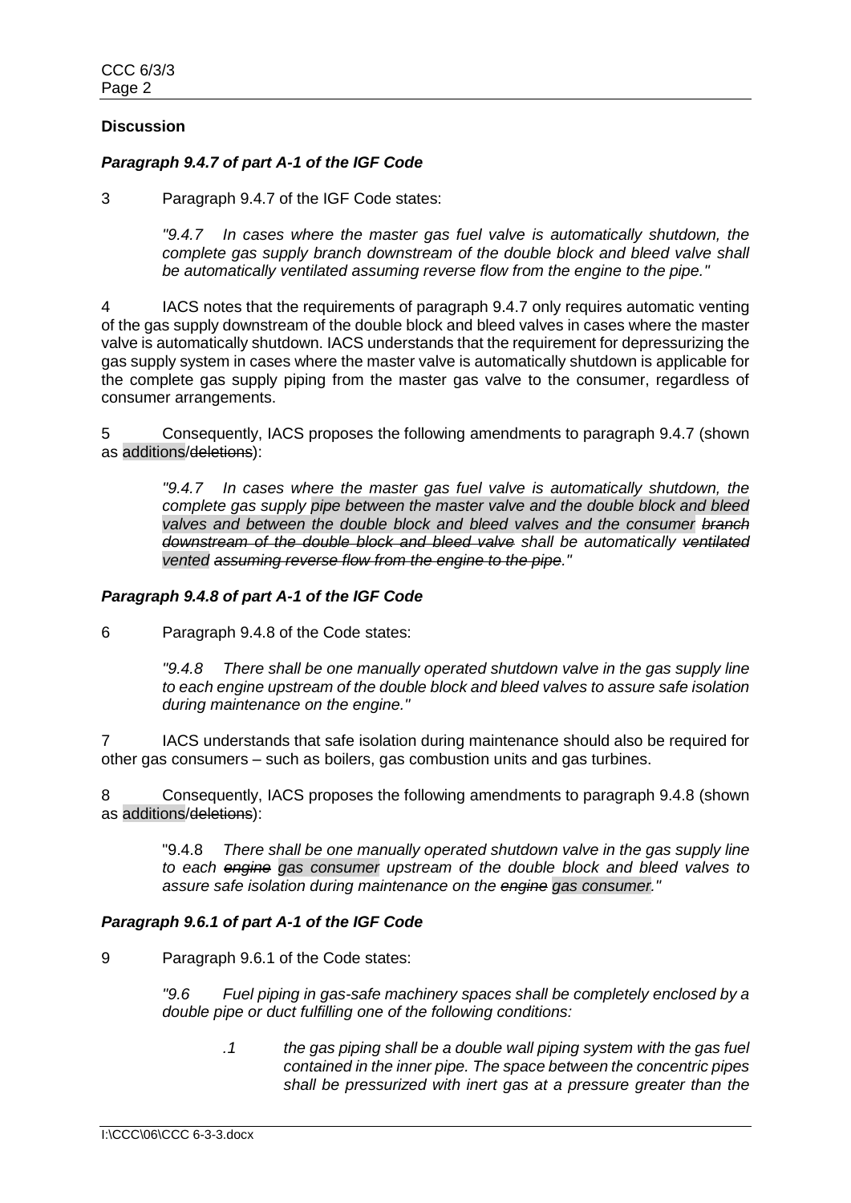**Discussion**

***Paragraph 9.4.7 of part A-1 of the IGF Code***

3 Paragraph 9.4.7 of the IGF Code states:

> *"9.4.7 In cases where the master gas fuel valve is automatically shutdown, the complete gas supply branch downstream of the double block and bleed valve shall be automatically ventilated assuming reverse flow from the engine to the pipe."*

4 IACS notes that the requirements of paragraph 9.4.7 only requires automatic venting of the gas supply downstream of the double block and bleed valves in cases where the master valve is automatically shutdown. IACS understands that the requirement for depressurizing the gas supply system in cases where the master valve is automatically shutdown is applicable for the complete gas supply piping from the master gas valve to the consumer, regardless of consumer arrangements.

5 Consequently, IACS proposes the following amendments to paragraph 9.4.7 (shown as additions/~~deletions~~):

> *"9.4.7 In cases where the master gas fuel valve is automatically shutdown, the complete gas supply pipe between the master valve and the double block and bleed valves and between the double block and bleed valves and the consumer ~~branch downstream of the double block and bleed valve~~ shall be automatically ~~ventilated~~ vented ~~assuming reverse flow from the engine to the pipe~~."*

***Paragraph 9.4.8 of part A-1 of the IGF Code***

6 Paragraph 9.4.8 of the Code states:

> *"9.4.8 There shall be one manually operated shutdown valve in the gas supply line to each engine upstream of the double block and bleed valves to assure safe isolation during maintenance on the engine."*

7 IACS understands that safe isolation during maintenance should also be required for other gas consumers – such as boilers, gas combustion units and gas turbines.

8 Consequently, IACS proposes the following amendments to paragraph 9.4.8 (shown as additions/~~deletions~~):

> "9.4.8 *There shall be one manually operated shutdown valve in the gas supply line to each ~~engine~~ gas consumer upstream of the double block and bleed valves to assure safe isolation during maintenance on the ~~engine~~ gas consumer."*

***Paragraph 9.6.1 of part A-1 of the IGF Code***

9 Paragraph 9.6.1 of the Code states:

> *"9.6 Fuel piping in gas-safe machinery spaces shall be completely enclosed by a double pipe or duct fulfilling one of the following conditions:*
>
> > *.1 the gas piping shall be a double wall piping system with the gas fuel contained in the inner pipe. The space between the concentric pipes shall be pressurized with inert gas at a pressure greater than the*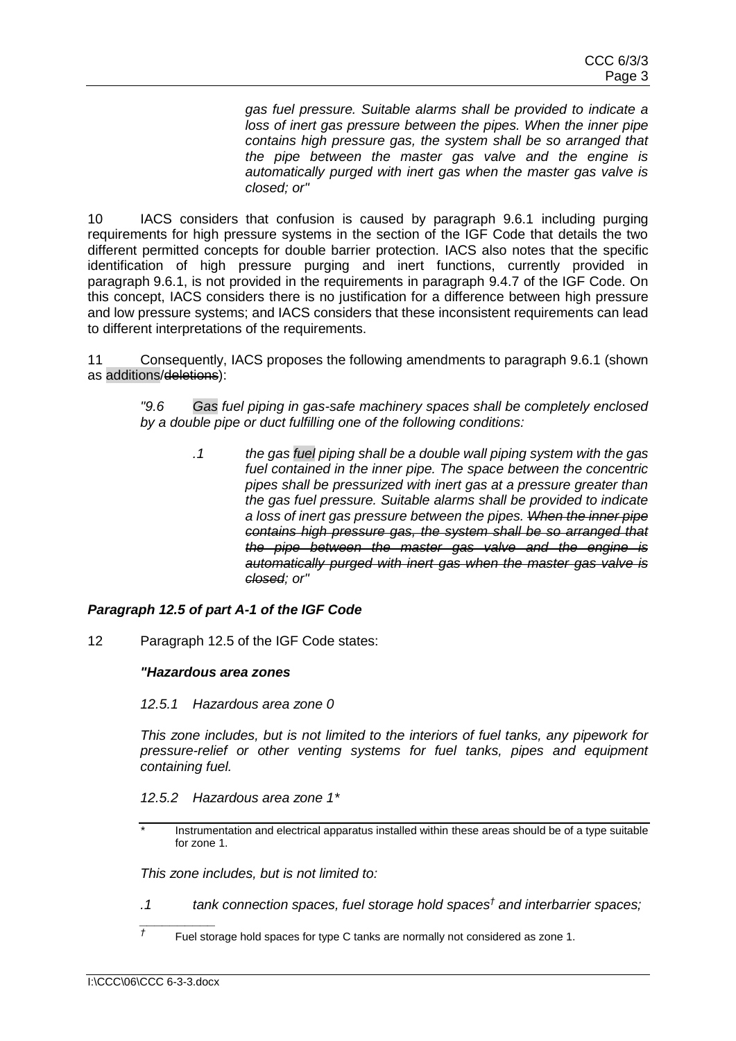*gas fuel pressure. Suitable alarms shall be provided to indicate a loss of inert gas pressure between the pipes. When the inner pipe contains high pressure gas, the system shall be so arranged that the pipe between the master gas valve and the engine is automatically purged with inert gas when the master gas valve is closed; or"*

10 IACS considers that confusion is caused by paragraph 9.6.1 including purging requirements for high pressure systems in the section of the IGF Code that details the two different permitted concepts for double barrier protection. IACS also notes that the specific identification of high pressure purging and inert functions, currently provided in paragraph 9.6.1, is not provided in the requirements in paragraph 9.4.7 of the IGF Code. On this concept, IACS considers there is no justification for a difference between high pressure and low pressure systems; and IACS considers that these inconsistent requirements can lead to different interpretations of the requirements.

11 Consequently, IACS proposes the following amendments to paragraph 9.6.1 (shown as additions/~~deletions~~):

> *"9.6 Gas fuel piping in gas-safe machinery spaces shall be completely enclosed by a double pipe or duct fulfilling one of the following conditions:*
>
> *.1 the gas fuel piping shall be a double wall piping system with the gas fuel contained in the inner pipe. The space between the concentric pipes shall be pressurized with inert gas at a pressure greater than the gas fuel pressure. Suitable alarms shall be provided to indicate a loss of inert gas pressure between the pipes. ~~When the inner pipe contains high pressure gas, the system shall be so arranged that the pipe between the master gas valve and the engine is automatically purged with inert gas when the master gas valve is closed~~; or"*

### *Paragraph 12.5 of part A-1 of the IGF Code*

12 Paragraph 12.5 of the IGF Code states:

> ***"Hazardous area zones***
>
> *12.5.1 Hazardous area zone 0*
>
> *This zone includes, but is not limited to the interiors of fuel tanks, any pipework for pressure-relief or other venting systems for fuel tanks, pipes and equipment containing fuel.*
>
> *12.5.2 Hazardous area zone 1**
>
> *This zone includes, but is not limited to:*
>
> *.1 tank connection spaces, fuel storage hold spaces† and interbarrier spaces;*

\* Instrumentation and electrical apparatus installed within these areas should be of a type suitable for zone 1.

† Fuel storage hold spaces for type C tanks are normally not considered as zone 1.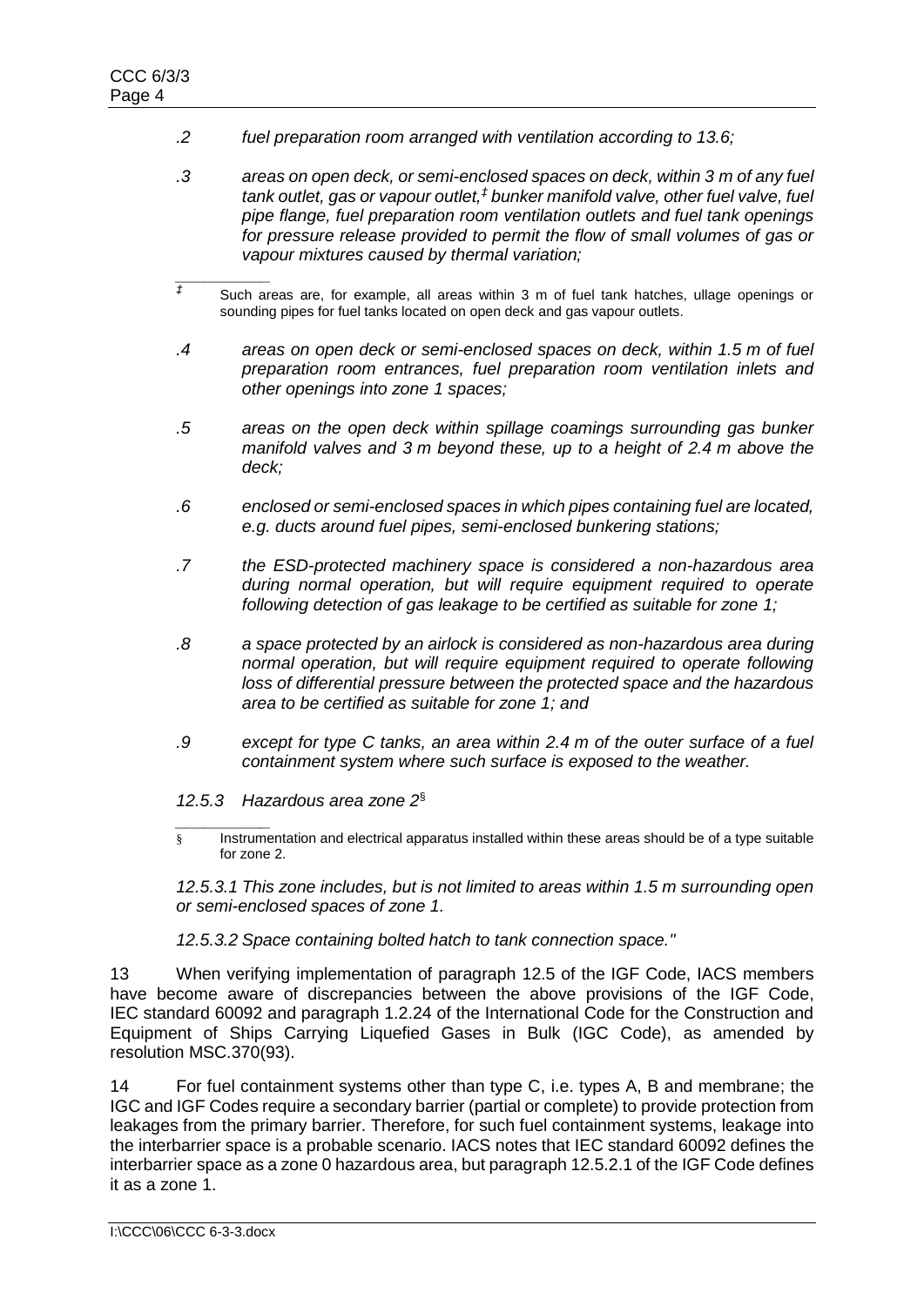*.2 fuel preparation room arranged with ventilation according to 13.6;*

*.3 areas on open deck, or semi-enclosed spaces on deck, within 3 m of any fuel tank outlet, gas or vapour outlet,‡ bunker manifold valve, other fuel valve, fuel pipe flange, fuel preparation room ventilation outlets and fuel tank openings for pressure release provided to permit the flow of small volumes of gas or vapour mixtures caused by thermal variation;*

‡ Such areas are, for example, all areas within 3 m of fuel tank hatches, ullage openings or sounding pipes for fuel tanks located on open deck and gas vapour outlets.

*.4 areas on open deck or semi-enclosed spaces on deck, within 1.5 m of fuel preparation room entrances, fuel preparation room ventilation inlets and other openings into zone 1 spaces;*

*.5 areas on the open deck within spillage coamings surrounding gas bunker manifold valves and 3 m beyond these, up to a height of 2.4 m above the deck;*

*.6 enclosed or semi-enclosed spaces in which pipes containing fuel are located, e.g. ducts around fuel pipes, semi-enclosed bunkering stations;*

*.7 the ESD-protected machinery space is considered a non-hazardous area during normal operation, but will require equipment required to operate following detection of gas leakage to be certified as suitable for zone 1;*

*.8 a space protected by an airlock is considered as non-hazardous area during normal operation, but will require equipment required to operate following loss of differential pressure between the protected space and the hazardous area to be certified as suitable for zone 1; and*

*.9 except for type C tanks, an area within 2.4 m of the outer surface of a fuel containment system where such surface is exposed to the weather.*

*12.5.3 Hazardous area zone 2§*

§ Instrumentation and electrical apparatus installed within these areas should be of a type suitable for zone 2.

*12.5.3.1 This zone includes, but is not limited to areas within 1.5 m surrounding open or semi-enclosed spaces of zone 1.*

*12.5.3.2 Space containing bolted hatch to tank connection space."*

13 When verifying implementation of paragraph 12.5 of the IGF Code, IACS members have become aware of discrepancies between the above provisions of the IGF Code, IEC standard 60092 and paragraph 1.2.24 of the International Code for the Construction and Equipment of Ships Carrying Liquefied Gases in Bulk (IGC Code), as amended by resolution MSC.370(93).

14 For fuel containment systems other than type C, i.e. types A, B and membrane; the IGC and IGF Codes require a secondary barrier (partial or complete) to provide protection from leakages from the primary barrier. Therefore, for such fuel containment systems, leakage into the interbarrier space is a probable scenario. IACS notes that IEC standard 60092 defines the interbarrier space as a zone 0 hazardous area, but paragraph 12.5.2.1 of the IGF Code defines it as a zone 1.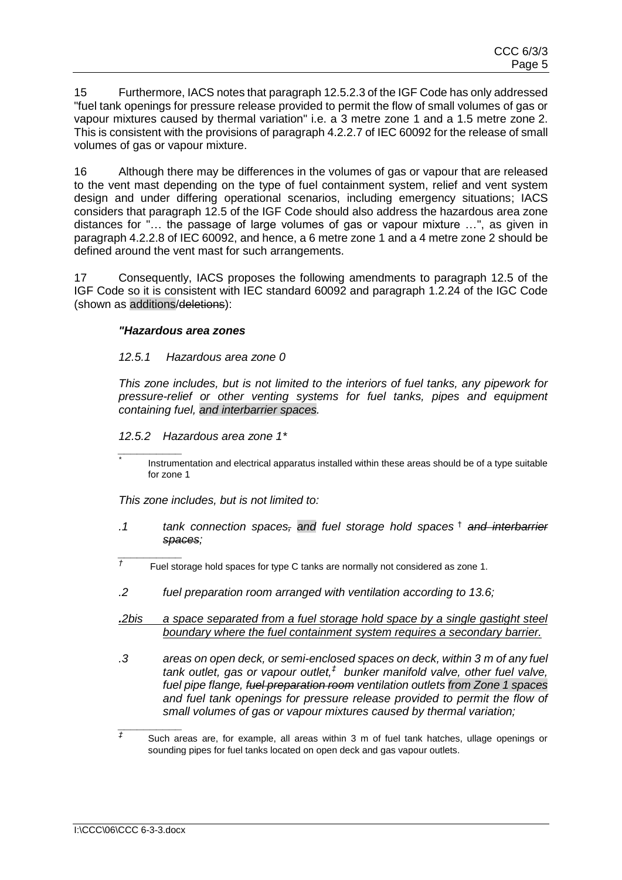15 Furthermore, IACS notes that paragraph 12.5.2.3 of the IGF Code has only addressed "fuel tank openings for pressure release provided to permit the flow of small volumes of gas or vapour mixtures caused by thermal variation" i.e. a 3 metre zone 1 and a 1.5 metre zone 2. This is consistent with the provisions of paragraph 4.2.2.7 of IEC 60092 for the release of small volumes of gas or vapour mixture.

16 Although there may be differences in the volumes of gas or vapour that are released to the vent mast depending on the type of fuel containment system, relief and vent system design and under differing operational scenarios, including emergency situations; IACS considers that paragraph 12.5 of the IGF Code should also address the hazardous area zone distances for "… the passage of large volumes of gas or vapour mixture …", as given in paragraph 4.2.2.8 of IEC 60092, and hence, a 6 metre zone 1 and a 4 metre zone 2 should be defined around the vent mast for such arrangements.

17 Consequently, IACS proposes the following amendments to paragraph 12.5 of the IGF Code so it is consistent with IEC standard 60092 and paragraph 1.2.24 of the IGC Code (shown as additions/~~deletions~~):

***"Hazardous area zones***

*12.5.1 Hazardous area zone 0*

*This zone includes, but is not limited to the interiors of fuel tanks, any pipework for pressure-relief or other venting systems for fuel tanks, pipes and equipment containing fuel, and interbarrier spaces.*

*12.5.2 Hazardous area zone 1**

\* Instrumentation and electrical apparatus installed within these areas should be of a type suitable for zone 1

*This zone includes, but is not limited to:*

*.1 tank connection spaces~~,~~ and fuel storage hold spaces † ~~and interbarrier spaces~~;*

† Fuel storage hold spaces for type C tanks are normally not considered as zone 1.

*.2 fuel preparation room arranged with ventilation according to 13.6;*

*<u>.2bis a space separated from a fuel storage hold space by a single gastight steel boundary where the fuel containment system requires a secondary barrier.</u>*

*.3 areas on open deck, or semi-enclosed spaces on deck, within 3 m of any fuel tank outlet, gas or vapour outlet,‡ bunker manifold valve, other fuel valve, fuel pipe flange, ~~fuel preparation room~~ ventilation outlets from Zone 1 spaces and fuel tank openings for pressure release provided to permit the flow of small volumes of gas or vapour mixtures caused by thermal variation;*

‡ Such areas are, for example, all areas within 3 m of fuel tank hatches, ullage openings or sounding pipes for fuel tanks located on open deck and gas vapour outlets.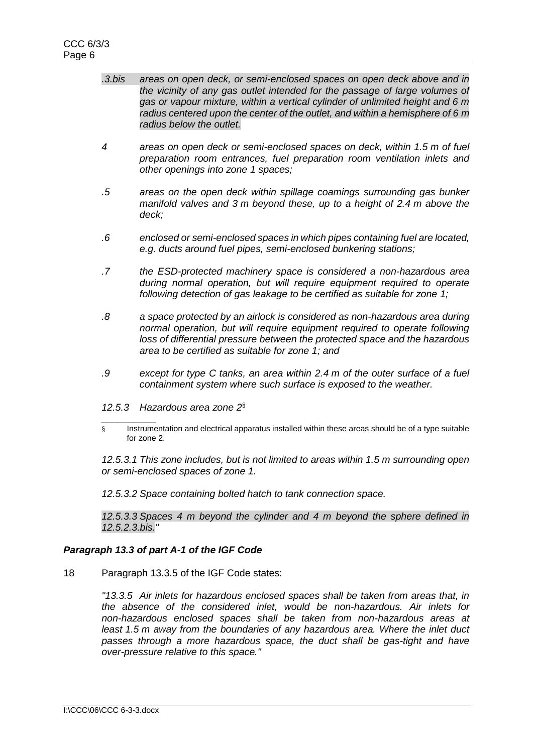.3.bis *areas on open deck, or semi-enclosed spaces on open deck above and in the vicinity of any gas outlet intended for the passage of large volumes of gas or vapour mixture, within a vertical cylinder of unlimited height and 6 m radius centered upon the center of the outlet, and within a hemisphere of 6 m radius below the outlet.*

*4 areas on open deck or semi-enclosed spaces on deck, within 1.5 m of fuel preparation room entrances, fuel preparation room ventilation inlets and other openings into zone 1 spaces;*

*.5 areas on the open deck within spillage coamings surrounding gas bunker manifold valves and 3 m beyond these, up to a height of 2.4 m above the deck;*

*.6 enclosed or semi-enclosed spaces in which pipes containing fuel are located, e.g. ducts around fuel pipes, semi-enclosed bunkering stations;*

*.7 the ESD-protected machinery space is considered a non-hazardous area during normal operation, but will require equipment required to operate following detection of gas leakage to be certified as suitable for zone 1;*

*.8 a space protected by an airlock is considered as non-hazardous area during normal operation, but will require equipment required to operate following loss of differential pressure between the protected space and the hazardous area to be certified as suitable for zone 1; and*

*.9 except for type C tanks, an area within 2.4 m of the outer surface of a fuel containment system where such surface is exposed to the weather.*

*12.5.3 Hazardous area zone 2*[§]

§ Instrumentation and electrical apparatus installed within these areas should be of a type suitable for zone 2.

*12.5.3.1 This zone includes, but is not limited to areas within 1.5 m surrounding open or semi-enclosed spaces of zone 1.*

*12.5.3.2 Space containing bolted hatch to tank connection space.*

*12.5.3.3 Spaces 4 m beyond the cylinder and 4 m beyond the sphere defined in 12.5.2.3.bis."*

***Paragraph 13.3 of part A-1 of the IGF Code***

18 Paragraph 13.3.5 of the IGF Code states:

*"13.3.5 Air inlets for hazardous enclosed spaces shall be taken from areas that, in the absence of the considered inlet, would be non-hazardous. Air inlets for non-hazardous enclosed spaces shall be taken from non-hazardous areas at least 1.5 m away from the boundaries of any hazardous area. Where the inlet duct passes through a more hazardous space, the duct shall be gas-tight and have over-pressure relative to this space."*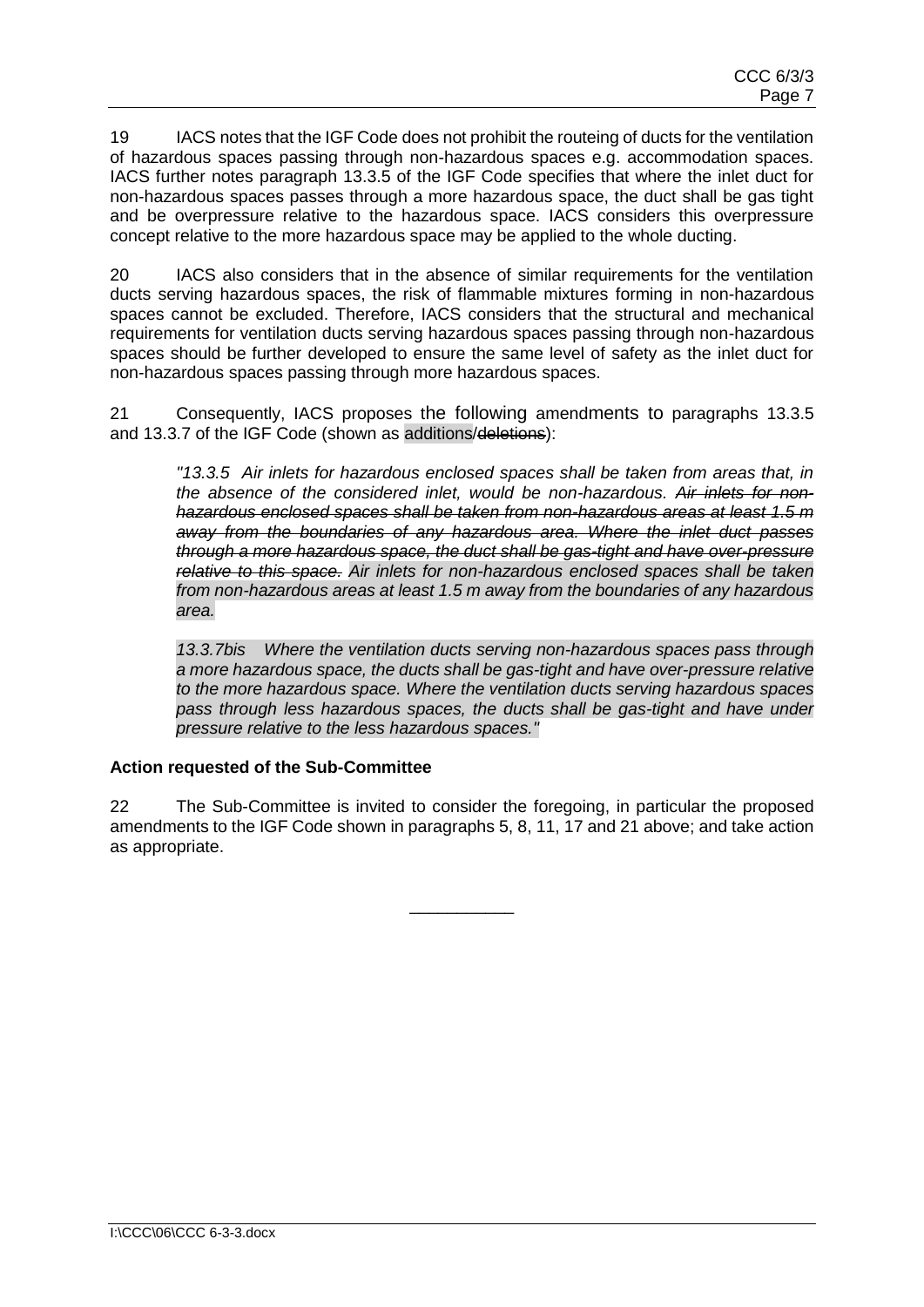19 IACS notes that the IGF Code does not prohibit the routeing of ducts for the ventilation of hazardous spaces passing through non-hazardous spaces e.g. accommodation spaces. IACS further notes paragraph 13.3.5 of the IGF Code specifies that where the inlet duct for non-hazardous spaces passes through a more hazardous space, the duct shall be gas tight and be overpressure relative to the hazardous space. IACS considers this overpressure concept relative to the more hazardous space may be applied to the whole ducting.

20 IACS also considers that in the absence of similar requirements for the ventilation ducts serving hazardous spaces, the risk of flammable mixtures forming in non-hazardous spaces cannot be excluded. Therefore, IACS considers that the structural and mechanical requirements for ventilation ducts serving hazardous spaces passing through non-hazardous spaces should be further developed to ensure the same level of safety as the inlet duct for non-hazardous spaces passing through more hazardous spaces.

21 Consequently, IACS proposes the following amendments to paragraphs 13.3.5 and 13.3.7 of the IGF Code (shown as additions/~~deletions~~):

> *"13.3.5 Air inlets for hazardous enclosed spaces shall be taken from areas that, in the absence of the considered inlet, would be non-hazardous. ~~Air inlets for non-hazardous enclosed spaces shall be taken from non-hazardous areas at least 1.5 m away from the boundaries of any hazardous area. Where the inlet duct passes through a more hazardous space, the duct shall be gas-tight and have over-pressure relative to this space.~~ Air inlets for non-hazardous enclosed spaces shall be taken from non-hazardous areas at least 1.5 m away from the boundaries of any hazardous area.*
>
> *13.3.7bis Where the ventilation ducts serving non-hazardous spaces pass through a more hazardous space, the ducts shall be gas-tight and have over-pressure relative to the more hazardous space. Where the ventilation ducts serving hazardous spaces pass through less hazardous spaces, the ducts shall be gas-tight and have under pressure relative to the less hazardous spaces."*

**Action requested of the Sub-Committee**

22 The Sub-Committee is invited to consider the foregoing, in particular the proposed amendments to the IGF Code shown in paragraphs 5, 8, 11, 17 and 21 above; and take action as appropriate.

___________